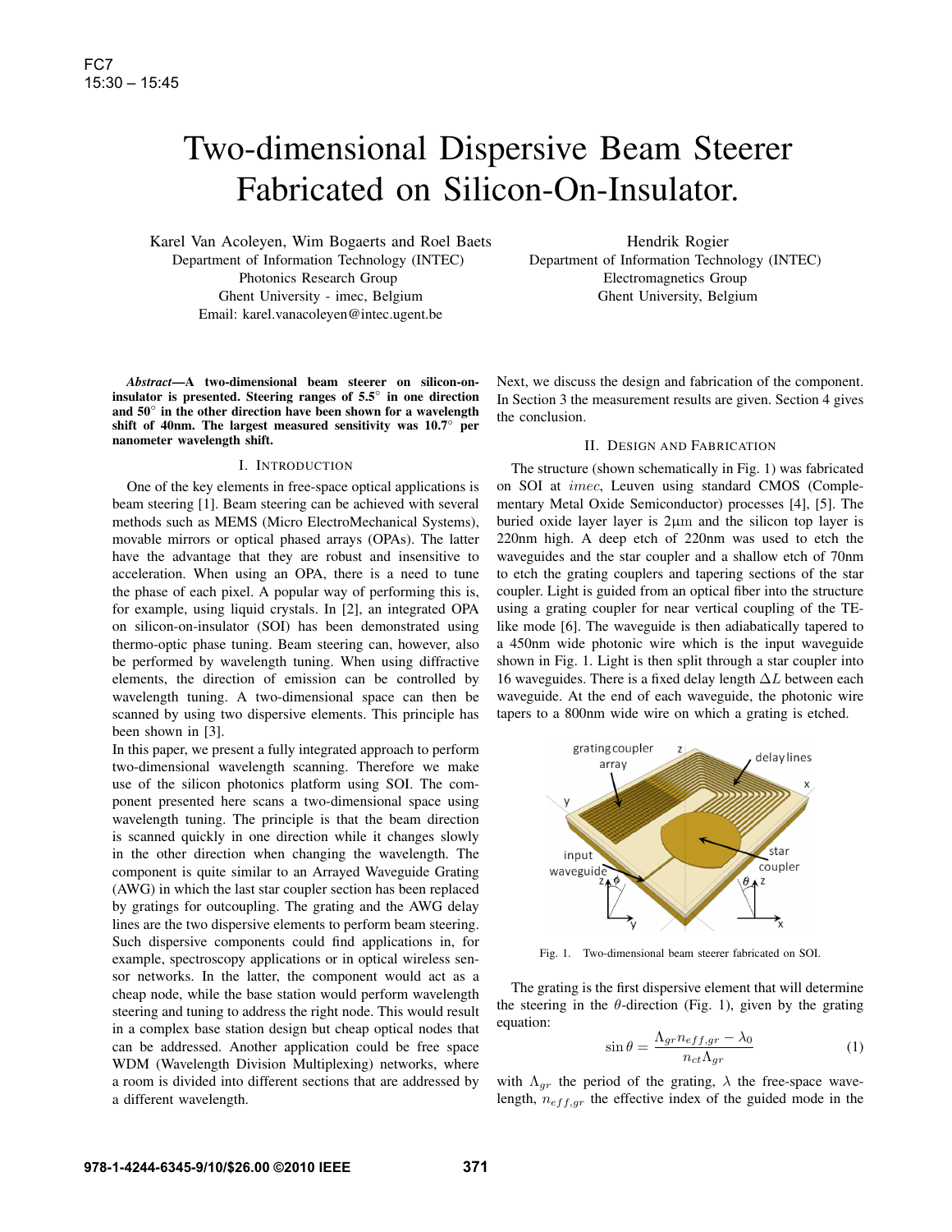# Two-dimensional Dispersive Beam Steerer Fabricated on Silicon-On-Insulator.

Karel Van Acoleyen, Wim Bogaerts and Roel Baets
Department of Information Technology (INTEC)
Photonics Research Group
Ghent University - imec, Belgium
Email: karel.vanacoleyen@intec.ugent.be

Hendrik Rogier
Department of Information Technology (INTEC)
Electromagnetics Group
Ghent University, Belgium

***Abstract*—A two-dimensional beam steerer on silicon-on-insulator is presented. Steering ranges of 5.5° in one direction and 50° in the other direction have been shown for a wavelength shift of 40nm. The largest measured sensitivity was 10.7° per nanometer wavelength shift.**

## I. Introduction

One of the key elements in free-space optical applications is beam steering [1]. Beam steering can be achieved with several methods such as MEMS (Micro ElectroMechanical Systems), movable mirrors or optical phased arrays (OPAs). The latter have the advantage that they are robust and insensitive to acceleration. When using an OPA, there is a need to tune the phase of each pixel. A popular way of performing this is, for example, using liquid crystals. In [2], an integrated OPA on silicon-on-insulator (SOI) has been demonstrated using thermo-optic phase tuning. Beam steering can, however, also be performed by wavelength tuning. When using diffractive elements, the direction of emission can be controlled by wavelength tuning. A two-dimensional space can then be scanned by using two dispersive elements. This principle has been shown in [3].

In this paper, we present a fully integrated approach to perform two-dimensional wavelength scanning. Therefore we make use of the silicon photonics platform using SOI. The component presented here scans a two-dimensional space using wavelength tuning. The principle is that the beam direction is scanned quickly in one direction while it changes slowly in the other direction when changing the wavelength. The component is quite similar to an Arrayed Waveguide Grating (AWG) in which the last star coupler section has been replaced by gratings for outcoupling. The grating and the AWG delay lines are the two dispersive elements to perform beam steering. Such dispersive components could find applications in, for example, spectroscopy applications or in optical wireless sensor networks. In the latter, the component would act as a cheap node, while the base station would perform wavelength steering and tuning to address the right node. This would result in a complex base station design but cheap optical nodes that can be addressed. Another application could be free space WDM (Wavelength Division Multiplexing) networks, where a room is divided into different sections that are addressed by a different wavelength.

Next, we discuss the design and fabrication of the component. In Section 3 the measurement results are given. Section 4 gives the conclusion.

## II. Design and Fabrication

The structure (shown schematically in Fig. 1) was fabricated on SOI at *imec*, Leuven using standard CMOS (Complementary Metal Oxide Semiconductor) processes [4], [5]. The buried oxide layer layer is $2\mu$m and the silicon top layer is 220nm high. A deep etch of 220nm was used to etch the waveguides and the star coupler and a shallow etch of 70nm to etch the grating couplers and tapering sections of the star coupler. Light is guided from an optical fiber into the structure using a grating coupler for near vertical coupling of the TE-like mode [6]. The waveguide is then adiabatically tapered to a 450nm wide photonic wire which is the input waveguide shown in Fig. 1. Light is then split through a star coupler into 16 waveguides. There is a fixed delay length $\Delta L$ between each waveguide. At the end of each waveguide, the photonic wire tapers to a 800nm wide wire on which a grating is etched.

Fig. 1. Two-dimensional beam steerer fabricated on SOI.

The grating is the first dispersive element that will determine the steering in the $\theta$-direction (Fig. 1), given by the grating equation:

$$\sin\theta = \frac{\Lambda_{gr} n_{eff,gr} - \lambda_0}{n_{ct}\Lambda_{gr}} \qquad (1)$$

with $\Lambda_{gr}$ the period of the grating, $\lambda$ the free-space wavelength, $n_{eff,gr}$ the effective index of the guided mode in the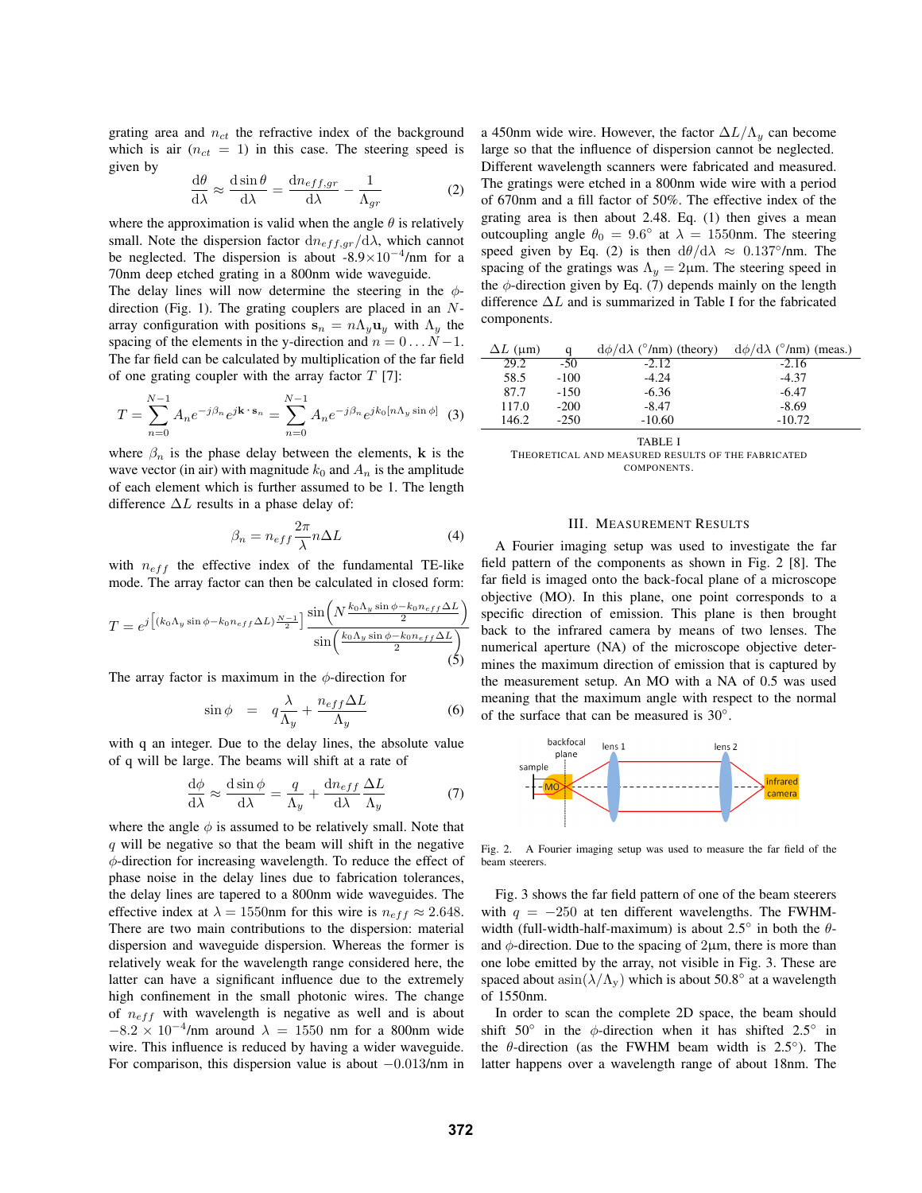grating area and $n_{ct}$ the refractive index of the background which is air ($n_{ct} = 1$) in this case. The steering speed is given by

$$\frac{\mathrm{d}\theta}{\mathrm{d}\lambda} \approx \frac{\mathrm{d}\sin\theta}{\mathrm{d}\lambda} = \frac{\mathrm{d}n_{eff,gr}}{\mathrm{d}\lambda} - \frac{1}{\Lambda_{gr}} \quad (2)$$

where the approximation is valid when the angle $\theta$ is relatively small. Note the dispersion factor $\mathrm{d}n_{eff,gr}/\mathrm{d}\lambda$, which cannot be neglected. The dispersion is about -8.9×$10^{-4}$/nm for a 70nm deep etched grating in a 800nm wide waveguide.

The delay lines will now determine the steering in the $\phi$-direction (Fig. 1). The grating couplers are placed in an $N$-array configuration with positions $\mathbf{s}_n = n\Lambda_y \mathbf{u}_y$ with $\Lambda_y$ the spacing of the elements in the y-direction and $n = 0 \ldots N-1$. The far field can be calculated by multiplication of the far field of one grating coupler with the array factor $T$ [7]:

$$T = \sum_{n=0}^{N-1} A_n e^{-j\beta_n} e^{j\mathbf{k}\cdot\mathbf{s}_n} = \sum_{n=0}^{N-1} A_n e^{-j\beta_n} e^{jk_0[n\Lambda_y \sin\phi]} \quad (3)$$

where $\beta_n$ is the phase delay between the elements, $\mathbf{k}$ is the wave vector (in air) with magnitude $k_0$ and $A_n$ is the amplitude of each element which is further assumed to be 1. The length difference $\Delta L$ results in a phase delay of:

$$\beta_n = n_{eff}\frac{2\pi}{\lambda} n\Delta L \quad (4)$$

with $n_{eff}$ the effective index of the fundamental TE-like mode. The array factor can then be calculated in closed form:

$$T = e^{j\left[(k_0\Lambda_y \sin\phi - k_0 n_{eff}\Delta L)\frac{N-1}{2}\right]} \frac{\sin\left(N\frac{k_0\Lambda_y \sin\phi - k_0 n_{eff}\Delta L}{2}\right)}{\sin\left(\frac{k_0\Lambda_y \sin\phi - k_0 n_{eff}\Delta L}{2}\right)} \quad (5)$$

The array factor is maximum in the $\phi$-direction for

$$\sin\phi = q\frac{\lambda}{\Lambda_y} + \frac{n_{eff}\Delta L}{\Lambda_y} \quad (6)$$

with q an integer. Due to the delay lines, the absolute value of q will be large. The beams will shift at a rate of

$$\frac{\mathrm{d}\phi}{\mathrm{d}\lambda} \approx \frac{\mathrm{d}\sin\phi}{\mathrm{d}\lambda} = \frac{q}{\Lambda_y} + \frac{\mathrm{d}n_{eff}}{\mathrm{d}\lambda}\frac{\Delta L}{\Lambda_y} \quad (7)$$

where the angle $\phi$ is assumed to be relatively small. Note that $q$ will be negative so that the beam will shift in the negative $\phi$-direction for increasing wavelength. To reduce the effect of phase noise in the delay lines due to fabrication tolerances, the delay lines are tapered to a 800nm wide waveguides. The effective index at $\lambda = 1550$nm for this wire is $n_{eff} \approx 2.648$. There are two main contributions to the dispersion: material dispersion and waveguide dispersion. Whereas the former is relatively weak for the wavelength range considered here, the latter can have a significant influence due to the extremely high confinement in the small photonic wires. The change of $n_{eff}$ with wavelength is negative as well and is about $-8.2 \times 10^{-4}$/nm around $\lambda = 1550$ nm for a 800nm wide wire. This influence is reduced by having a wider waveguide. For comparison, this dispersion value is about $-0.013$/nm in a 450nm wide wire. However, the factor $\Delta L/\Lambda_y$ can become large so that the influence of dispersion cannot be neglected. Different wavelength scanners were fabricated and measured. The gratings were etched in a 800nm wide wire with a period of 670nm and a fill factor of 50%. The effective index of the grating area is then about 2.48. Eq. (1) then gives a mean outcoupling angle $\theta_0 = 9.6°$ at $\lambda = 1550$nm. The steering speed given by Eq. (2) is then $\mathrm{d}\theta/\mathrm{d}\lambda \approx 0.137°$/nm. The spacing of the gratings was $\Lambda_y = 2\mu$m. The steering speed in the $\phi$-direction given by Eq. (7) depends mainly on the length difference $\Delta L$ and is summarized in Table I for the fabricated components.

| $\Delta L$ (μm) | q | $\mathrm{d}\phi/\mathrm{d}\lambda$ (°/nm) (theory) | $\mathrm{d}\phi/\mathrm{d}\lambda$ (°/nm) (meas.) |
|---|---|---|---|
| 29.2 | -50 | -2.12 | -2.16 |
| 58.5 | -100 | -4.24 | -4.37 |
| 87.7 | -150 | -6.36 | -6.47 |
| 117.0 | -200 | -8.47 | -8.69 |
| 146.2 | -250 | -10.60 | -10.72 |

TABLE I
THEORETICAL AND MEASURED RESULTS OF THE FABRICATED COMPONENTS.

## III. Measurement Results

A Fourier imaging setup was used to investigate the far field pattern of the components as shown in Fig. 2 [8]. The far field is imaged onto the back-focal plane of a microscope objective (MO). In this plane, one point corresponds to a specific direction of emission. This plane is then brought back to the infrared camera by means of two lenses. The numerical aperture (NA) of the microscope objective determines the maximum direction of emission that is captured by the measurement setup. An MO with a NA of 0.5 was used meaning that the maximum angle with respect to the normal of the surface that can be measured is 30°.

Fig. 2. A Fourier imaging setup was used to measure the far field of the beam steerers.

Fig. 3 shows the far field pattern of one of the beam steerers with $q = -250$ at ten different wavelengths. The FWHM-width (full-width-half-maximum) is about 2.5° in both the $\theta$- and $\phi$-direction. Due to the spacing of 2μm, there is more than one lobe emitted by the array, not visible in Fig. 3. These are spaced about $\mathrm{asin}(\lambda/\Lambda_y)$ which is about 50.8° at a wavelength of 1550nm.

In order to scan the complete 2D space, the beam should shift 50° in the $\phi$-direction when it has shifted 2.5° in the $\theta$-direction (as the FWHM beam width is 2.5°). The latter happens over a wavelength range of about 18nm. The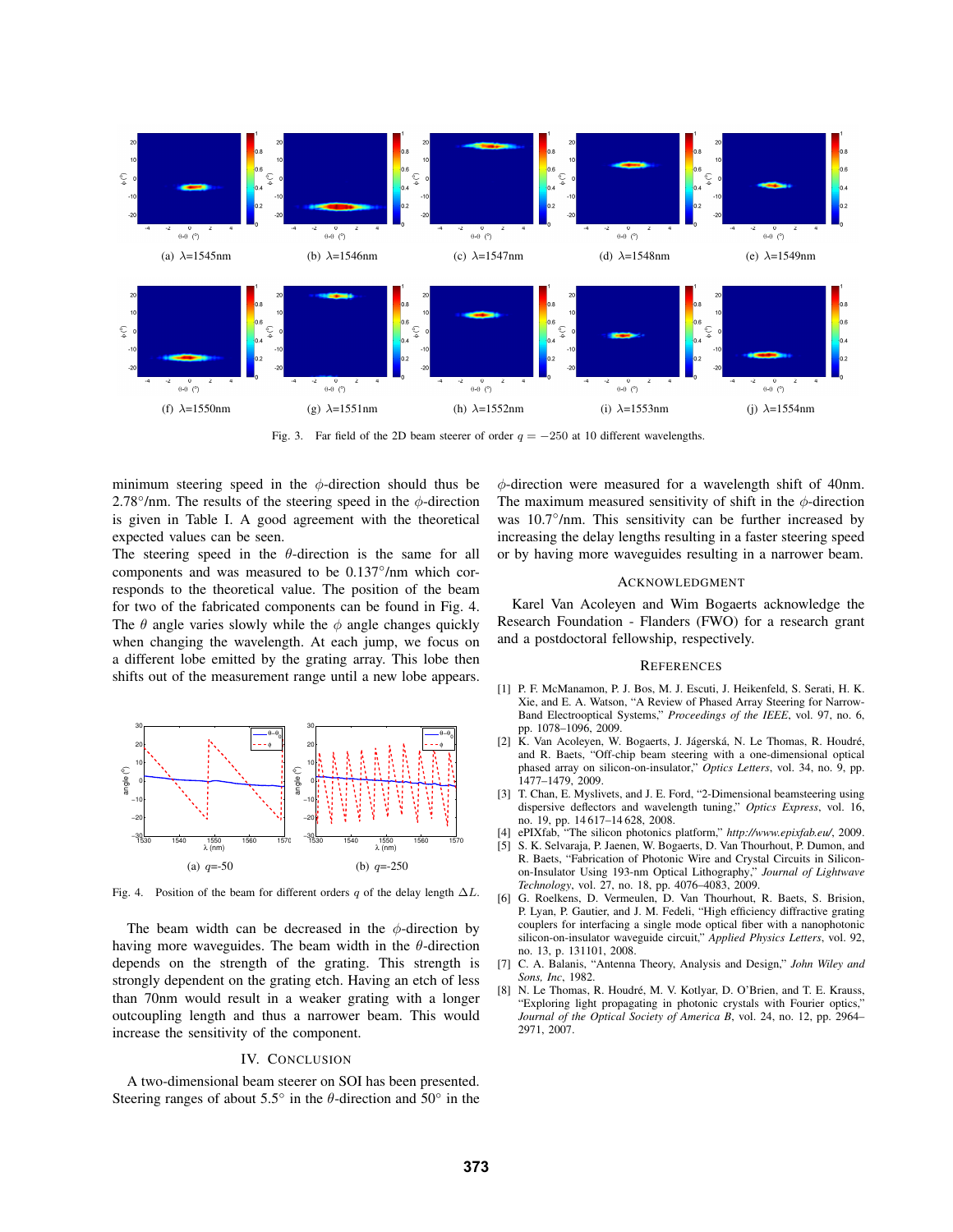(a) $\lambda$=1545nm

(b) $\lambda$=1546nm

(c) $\lambda$=1547nm

(d) $\lambda$=1548nm

(e) $\lambda$=1549nm

(f) $\lambda$=1550nm

(g) $\lambda$=1551nm

(h) $\lambda$=1552nm

(i) $\lambda$=1553nm

(j) $\lambda$=1554nm

Fig. 3. Far field of the 2D beam steerer of order $q = -250$ at 10 different wavelengths.

minimum steering speed in the $\phi$-direction should thus be 2.78°/nm. The results of the steering speed in the $\phi$-direction is given in Table I. A good agreement with the theoretical expected values can be seen.

The steering speed in the $\theta$-direction is the same for all components and was measured to be 0.137°/nm which corresponds to the theoretical value. The position of the beam for two of the fabricated components can be found in Fig. 4. The $\theta$ angle varies slowly while the $\phi$ angle changes quickly when changing the wavelength. At each jump, we focus on a different lobe emitted by the grating array. This lobe then shifts out of the measurement range until a new lobe appears.

(a) $q$=-50

(b) $q$=-250

Fig. 4. Position of the beam for different orders $q$ of the delay length $\Delta L$.

The beam width can be decreased in the $\phi$-direction by having more waveguides. The beam width in the $\theta$-direction depends on the strength of the grating. This strength is strongly dependent on the grating etch. Having an etch of less than 70nm would result in a weaker grating with a longer outcoupling length and thus a narrower beam. This would increase the sensitivity of the component.

## IV. Conclusion

A two-dimensional beam steerer on SOI has been presented. Steering ranges of about 5.5° in the $\theta$-direction and 50° in the $\phi$-direction were measured for a wavelength shift of 40nm. The maximum measured sensitivity of shift in the $\phi$-direction was 10.7°/nm. This sensitivity can be further increased by increasing the delay lengths resulting in a faster steering speed or by having more waveguides resulting in a narrower beam.

## Acknowledgment

Karel Van Acoleyen and Wim Bogaerts acknowledge the Research Foundation - Flanders (FWO) for a research grant and a postdoctoral fellowship, respectively.

## References

[1] P. F. McManamon, P. J. Bos, M. J. Escuti, J. Heikenfeld, S. Serati, H. K. Xie, and E. A. Watson, "A Review of Phased Array Steering for Narrow-Band Electrooptical Systems," *Proceedings of the IEEE*, vol. 97, no. 6, pp. 1078–1096, 2009.

[2] K. Van Acoleyen, W. Bogaerts, J. Jágerská, N. Le Thomas, R. Houdré, and R. Baets, "Off-chip beam steering with a one-dimensional optical phased array on silicon-on-insulator," *Optics Letters*, vol. 34, no. 9, pp. 1477–1479, 2009.

[3] T. Chan, E. Myslivets, and J. E. Ford, "2-Dimensional beamsteering using dispersive deflectors and wavelength tuning," *Optics Express*, vol. 16, no. 19, pp. 14 617–14 628, 2008.

[4] ePIXfab, "The silicon photonics platform," *http://www.epixfab.eu/*, 2009.

[5] S. K. Selvaraja, P. Jaenen, W. Bogaerts, D. Van Thourhout, P. Dumon, and R. Baets, "Fabrication of Photonic Wire and Crystal Circuits in Silicon-on-Insulator Using 193-nm Optical Lithography," *Journal of Lightwave Technology*, vol. 27, no. 18, pp. 4076–4083, 2009.

[6] G. Roelkens, D. Vermeulen, D. Van Thourhout, R. Baets, S. Brision, P. Lyan, P. Gautier, and J. M. Fedeli, "High efficiency diffractive grating couplers for interfacing a single mode optical fiber with a nanophotonic silicon-on-insulator waveguide circuit," *Applied Physics Letters*, vol. 92, no. 13, p. 131101, 2008.

[7] C. A. Balanis, "Antenna Theory, Analysis and Design," *John Wiley and Sons, Inc*, 1982.

[8] N. Le Thomas, R. Houdré, M. V. Kotlyar, D. O'Brien, and T. E. Krauss, "Exploring light propagating in photonic crystals with Fourier optics," *Journal of the Optical Society of America B*, vol. 24, no. 12, pp. 2964–2971, 2007.